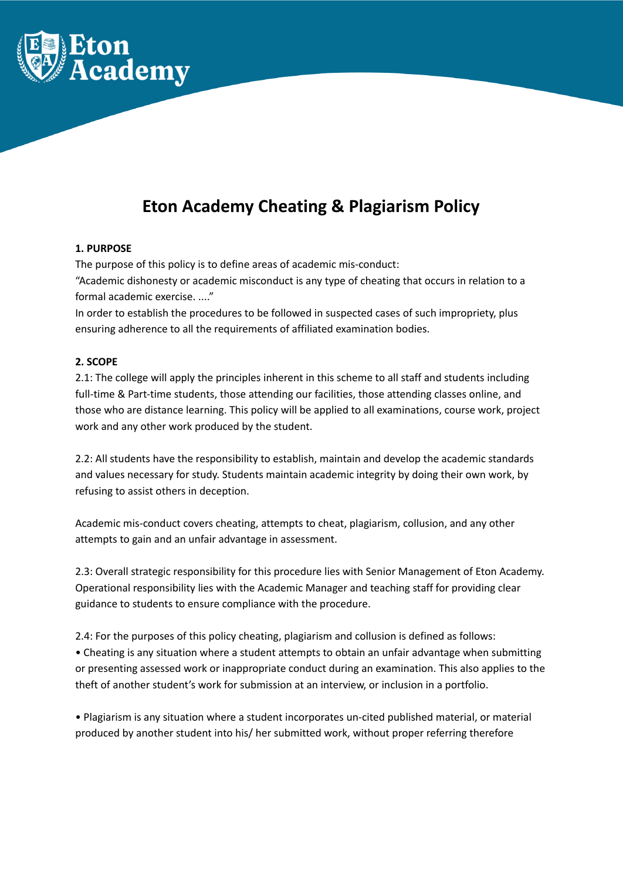# Eton Academy Cheating & Plagiarism Policy

**1. PURPOSE**

The purpose of this policy is to define areas of academic mis-conduct:

"Academic dishonesty or academic misconduct is any type of cheating that occurs in relation to a formal academic exercise. ...."

In order to establish the procedures to be followed in suspected cases of such impropriety, plus ensuring adherence to all the requirements of affiliated examination bodies.

**2. SCOPE**

2.1: The college will apply the principles inherent in this scheme to all staff and students including full-time & Part-time students, those attending our facilities, those attending classes online, and those who are distance learning. This policy will be applied to all examinations, course work, project work and any other work produced by the student.

2.2: All students have the responsibility to establish, maintain and develop the academic standards and values necessary for study. Students maintain academic integrity by doing their own work, by refusing to assist others in deception.

Academic mis-conduct covers cheating, attempts to cheat, plagiarism, collusion, and any other attempts to gain and an unfair advantage in assessment.

2.3: Overall strategic responsibility for this procedure lies with Senior Management of Eton Academy. Operational responsibility lies with the Academic Manager and teaching staff for providing clear guidance to students to ensure compliance with the procedure.

2.4: For the purposes of this policy cheating, plagiarism and collusion is defined as follows:

• Cheating is any situation where a student attempts to obtain an unfair advantage when submitting or presenting assessed work or inappropriate conduct during an examination. This also applies to the theft of another student's work for submission at an interview, or inclusion in a portfolio.

• Plagiarism is any situation where a student incorporates un-cited published material, or material produced by another student into his/ her submitted work, without proper referring therefore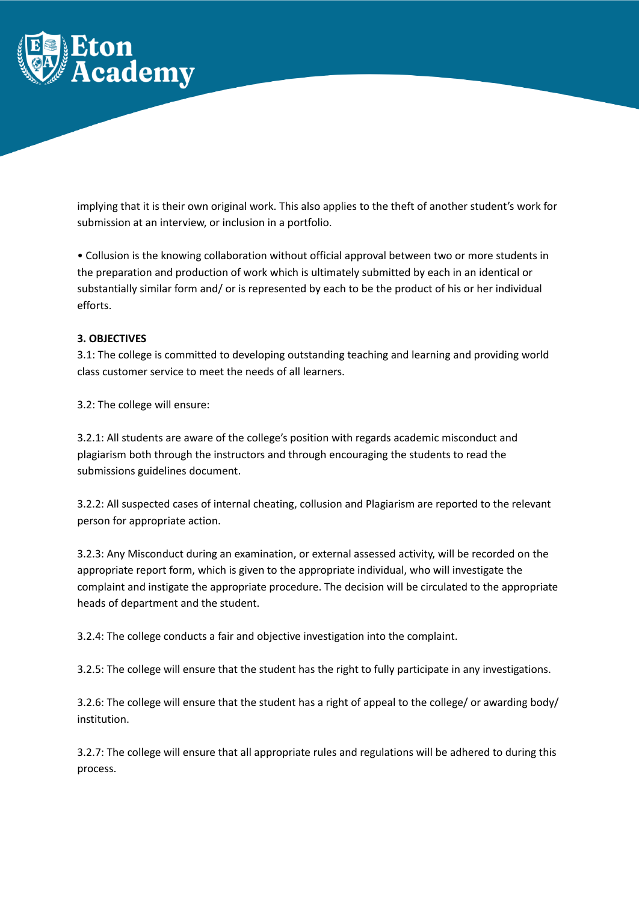implying that it is their own original work. This also applies to the theft of another student's work for submission at an interview, or inclusion in a portfolio.

• Collusion is the knowing collaboration without official approval between two or more students in the preparation and production of work which is ultimately submitted by each in an identical or substantially similar form and/ or is represented by each to be the product of his or her individual efforts.

**3. OBJECTIVES**

3.1: The college is committed to developing outstanding teaching and learning and providing world class customer service to meet the needs of all learners.

3.2: The college will ensure:

3.2.1: All students are aware of the college's position with regards academic misconduct and plagiarism both through the instructors and through encouraging the students to read the submissions guidelines document.

3.2.2: All suspected cases of internal cheating, collusion and Plagiarism are reported to the relevant person for appropriate action.

3.2.3: Any Misconduct during an examination, or external assessed activity, will be recorded on the appropriate report form, which is given to the appropriate individual, who will investigate the complaint and instigate the appropriate procedure. The decision will be circulated to the appropriate heads of department and the student.

3.2.4: The college conducts a fair and objective investigation into the complaint.

3.2.5: The college will ensure that the student has the right to fully participate in any investigations.

3.2.6: The college will ensure that the student has a right of appeal to the college/ or awarding body/ institution.

3.2.7: The college will ensure that all appropriate rules and regulations will be adhered to during this process.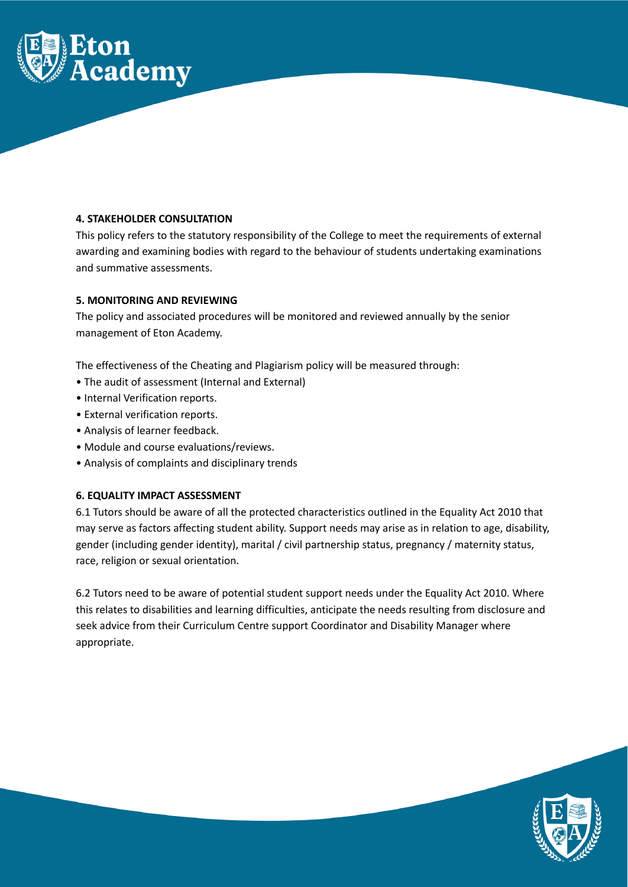**4. STAKEHOLDER CONSULTATION**

This policy refers to the statutory responsibility of the College to meet the requirements of external awarding and examining bodies with regard to the behaviour of students undertaking examinations and summative assessments.

**5. MONITORING AND REVIEWING**

The policy and associated procedures will be monitored and reviewed annually by the senior management of Eton Academy.

The effectiveness of the Cheating and Plagiarism policy will be measured through:

- The audit of assessment (Internal and External)
- Internal Verification reports.
- External verification reports.
- Analysis of learner feedback.
- Module and course evaluations/reviews.
- Analysis of complaints and disciplinary trends

**6. EQUALITY IMPACT ASSESSMENT**

6.1 Tutors should be aware of all the protected characteristics outlined in the Equality Act 2010 that may serve as factors affecting student ability. Support needs may arise as in relation to age, disability, gender (including gender identity), marital / civil partnership status, pregnancy / maternity status, race, religion or sexual orientation.

6.2 Tutors need to be aware of potential student support needs under the Equality Act 2010. Where this relates to disabilities and learning difficulties, anticipate the needs resulting from disclosure and seek advice from their Curriculum Centre support Coordinator and Disability Manager where appropriate.